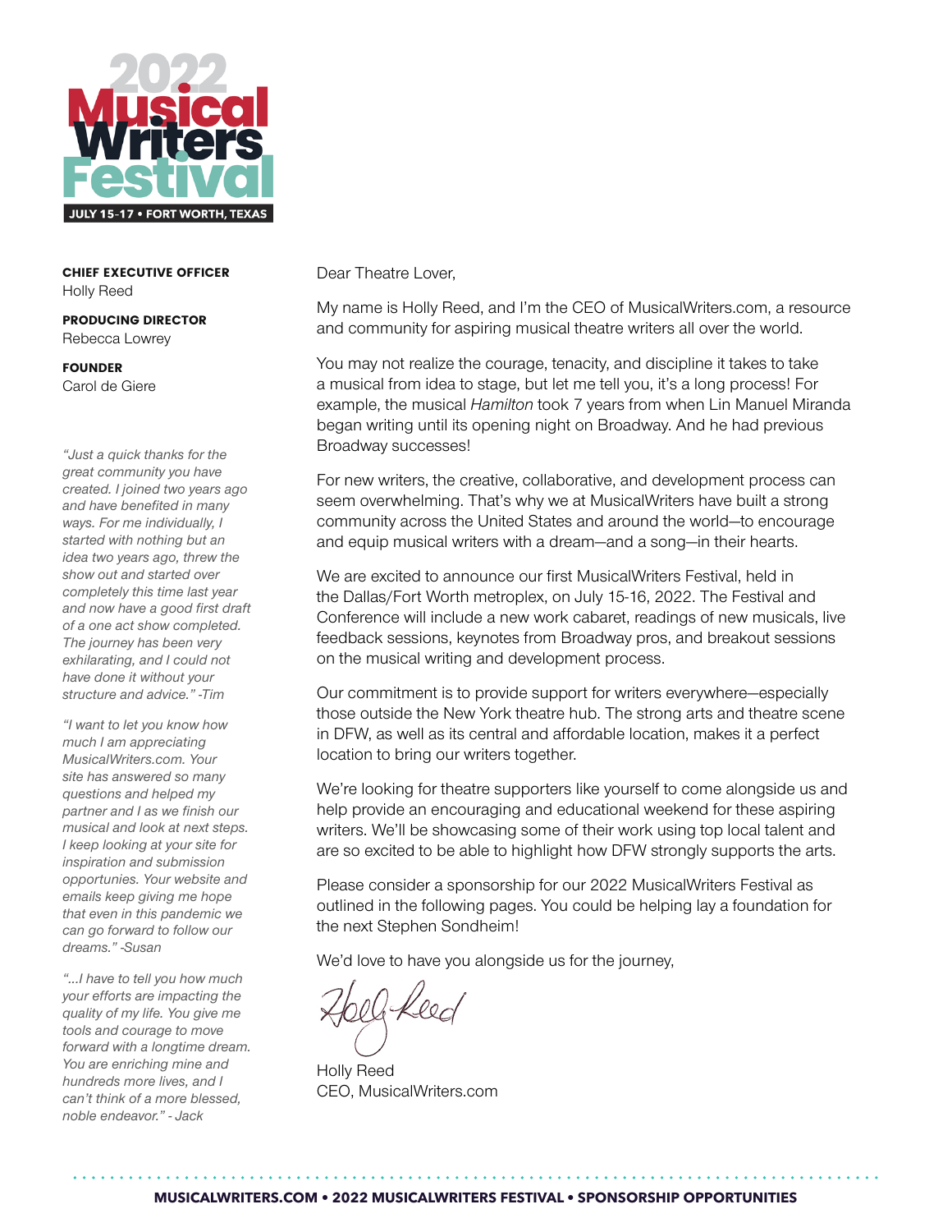# 2022 Musical Writers Festival

**JULY 15-17 • FORT WORTH, TEXAS**

**CHIEF EXECUTIVE OFFICER**
Holly Reed

**PRODUCING DIRECTOR**
Rebecca Lowrey

**FOUNDER**
Carol de Giere

*"Just a quick thanks for the great community you have created. I joined two years ago and have benefited in many ways. For me individually, I started with nothing but an idea two years ago, threw the show out and started over completely this time last year and now have a good first draft of a one act show completed. The journey has been very exhilarating, and I could not have done it without your structure and advice." -Tim*

*"I want to let you know how much I am appreciating MusicalWriters.com. Your site has answered so many questions and helped my partner and I as we finish our musical and look at next steps. I keep looking at your site for inspiration and submission opportunities. Your website and emails keep giving me hope that even in this pandemic we can go forward to follow our dreams." -Susan*

*"...I have to tell you how much your efforts are impacting the quality of my life. You give me tools and courage to move forward with a longtime dream. You are enriching mine and hundreds more lives, and I can't think of a more blessed, noble endeavor." - Jack*

Dear Theatre Lover,

My name is Holly Reed, and I'm the CEO of MusicalWriters.com, a resource and community for aspiring musical theatre writers all over the world.

You may not realize the courage, tenacity, and discipline it takes to take a musical from idea to stage, but let me tell you, it's a long process! For example, the musical *Hamilton* took 7 years from when Lin Manuel Miranda began writing until its opening night on Broadway. And he had previous Broadway successes!

For new writers, the creative, collaborative, and development process can seem overwhelming. That's why we at MusicalWriters have built a strong community across the United States and around the world—to encourage and equip musical writers with a dream—and a song—in their hearts.

We are excited to announce our first MusicalWriters Festival, held in the Dallas/Fort Worth metroplex, on July 15-16, 2022. The Festival and Conference will include a new work cabaret, readings of new musicals, live feedback sessions, keynotes from Broadway pros, and breakout sessions on the musical writing and development process.

Our commitment is to provide support for writers everywhere—especially those outside the New York theatre hub. The strong arts and theatre scene in DFW, as well as its central and affordable location, makes it a perfect location to bring our writers together.

We're looking for theatre supporters like yourself to come alongside us and help provide an encouraging and educational weekend for these aspiring writers. We'll be showcasing some of their work using top local talent and are so excited to be able to highlight how DFW strongly supports the arts.

Please consider a sponsorship for our 2022 MusicalWriters Festival as outlined in the following pages. You could be helping lay a foundation for the next Stephen Sondheim!

We'd love to have you alongside us for the journey,

Holly Reed
CEO, MusicalWriters.com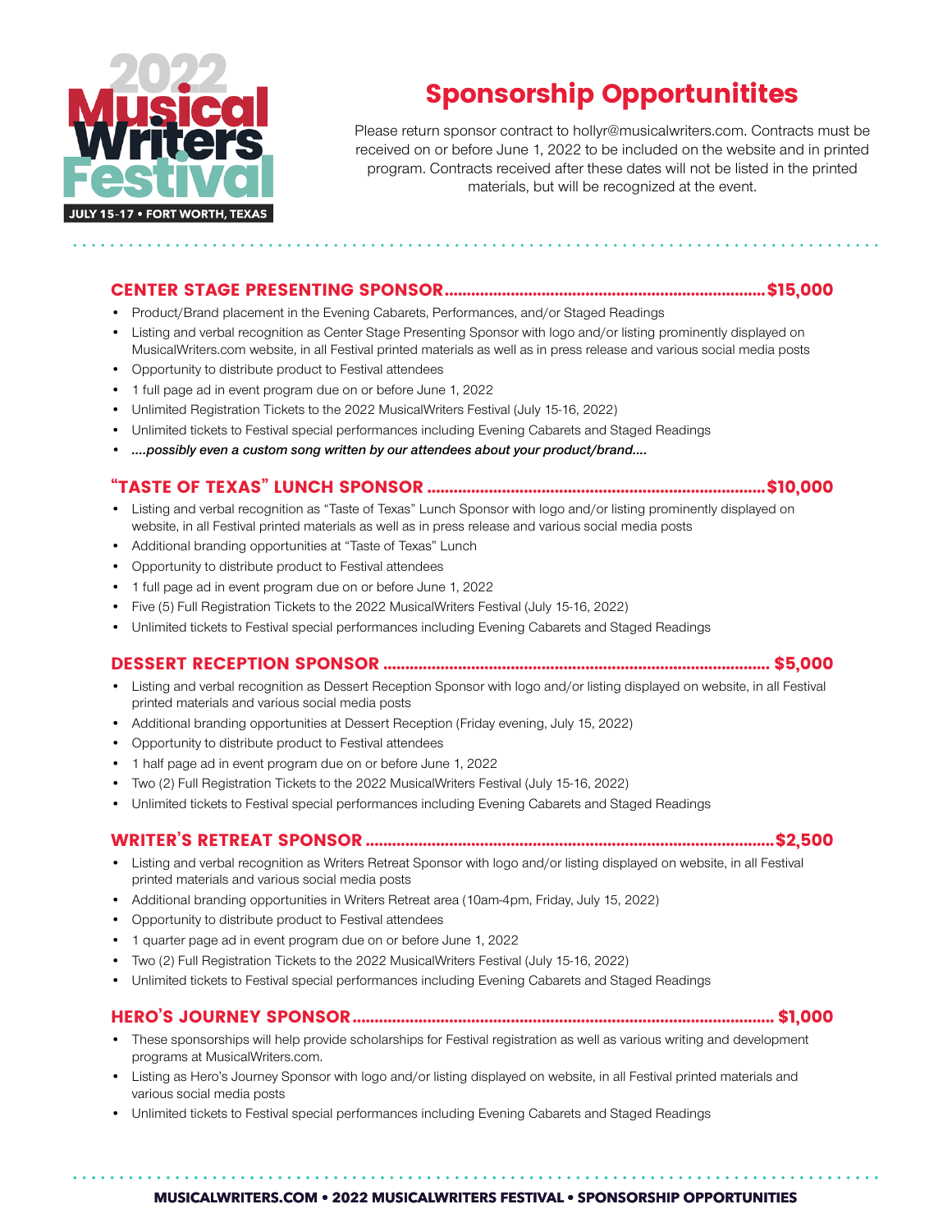2022 Musical Writers Festival

JULY 15-17 • FORT WORTH, TEXAS

# Sponsorship Opportunitites

Please return sponsor contract to hollyr@musicalwriters.com. Contracts must be received on or before June 1, 2022 to be included on the website and in printed program. Contracts received after these dates will not be listed in the printed materials, but will be recognized at the event.

## CENTER STAGE PRESENTING SPONSOR .......... $15,000

- Product/Brand placement in the Evening Cabarets, Performances, and/or Staged Readings
- Listing and verbal recognition as Center Stage Presenting Sponsor with logo and/or listing prominently displayed on MusicalWriters.com website, in all Festival printed materials as well as in press release and various social media posts
- Opportunity to distribute product to Festival attendees
- 1 full page ad in event program due on or before June 1, 2022
- Unlimited Registration Tickets to the 2022 MusicalWriters Festival (July 15-16, 2022)
- Unlimited tickets to Festival special performances including Evening Cabarets and Staged Readings
- *....possibly even a custom song written by our attendees about your product/brand....*

## "TASTE OF TEXAS" LUNCH SPONSOR .......... $10,000

- Listing and verbal recognition as "Taste of Texas" Lunch Sponsor with logo and/or listing prominently displayed on website, in all Festival printed materials as well as in press release and various social media posts
- Additional branding opportunities at "Taste of Texas" Lunch
- Opportunity to distribute product to Festival attendees
- 1 full page ad in event program due on or before June 1, 2022
- Five (5) Full Registration Tickets to the 2022 MusicalWriters Festival (July 15-16, 2022)
- Unlimited tickets to Festival special performances including Evening Cabarets and Staged Readings

## DESSERT RECEPTION SPONSOR .......... $5,000

- Listing and verbal recognition as Dessert Reception Sponsor with logo and/or listing displayed on website, in all Festival printed materials and various social media posts
- Additional branding opportunities at Dessert Reception (Friday evening, July 15, 2022)
- Opportunity to distribute product to Festival attendees
- 1 half page ad in event program due on or before June 1, 2022
- Two (2) Full Registration Tickets to the 2022 MusicalWriters Festival (July 15-16, 2022)
- Unlimited tickets to Festival special performances including Evening Cabarets and Staged Readings

## WRITER'S RETREAT SPONSOR .......... $2,500

- Listing and verbal recognition as Writers Retreat Sponsor with logo and/or listing displayed on website, in all Festival printed materials and various social media posts
- Additional branding opportunities in Writers Retreat area (10am-4pm, Friday, July 15, 2022)
- Opportunity to distribute product to Festival attendees
- 1 quarter page ad in event program due on or before June 1, 2022
- Two (2) Full Registration Tickets to the 2022 MusicalWriters Festival (July 15-16, 2022)
- Unlimited tickets to Festival special performances including Evening Cabarets and Staged Readings

## HERO'S JOURNEY SPONSOR .......... $1,000

- These sponsorships will help provide scholarships for Festival registration as well as various writing and development programs at MusicalWriters.com.
- Listing as Hero's Journey Sponsor with logo and/or listing displayed on website, in all Festival printed materials and various social media posts
- Unlimited tickets to Festival special performances including Evening Cabarets and Staged Readings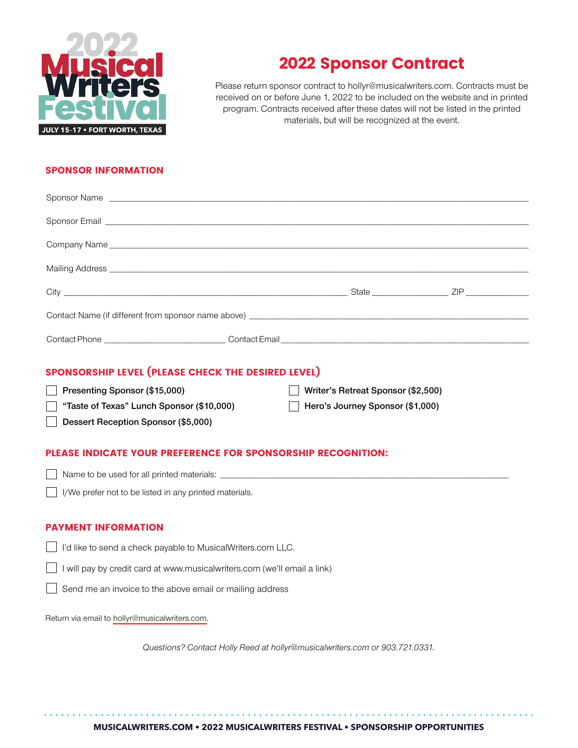2022 Musical Writers Festival

JULY 15-17 • FORT WORTH, TEXAS

# 2022 Sponsor Contract

Please return sponsor contract to hollyr@musicalwriters.com. Contracts must be received on or before June 1, 2022 to be included on the website and in printed program. Contracts received after these dates will not be listed in the printed materials, but will be recognized at the event.

## SPONSOR INFORMATION

Sponsor Name ______________________________

Sponsor Email ______________________________

Company Name ______________________________

Mailing Address ______________________________

City ______________________________ State ______________ ZIP ______________

Contact Name (if different from sponsor name above) ______________________________

Contact Phone ______________________ Contact Email ______________________________

## SPONSORSHIP LEVEL (PLEASE CHECK THE DESIRED LEVEL)

- ☐ **Presenting Sponsor ($15,000)**
- ☐ **"Taste of Texas" Lunch Sponsor ($10,000)**
- ☐ **Dessert Reception Sponsor ($5,000)**
- ☐ **Writer's Retreat Sponsor ($2,500)**
- ☐ **Hero's Journey Sponsor ($1,000)**

## PLEASE INDICATE YOUR PREFERENCE FOR SPONSORSHIP RECOGNITION:

- ☐ Name to be used for all printed materials: ______________________________
- ☐ I/We prefer not to be listed in any printed materials.

## PAYMENT INFORMATION

- ☐ I'd like to send a check payable to MusicalWriters.com LLC.
- ☐ I will pay by credit card at www.musicalwriters.com (we'll email a link)
- ☐ Send me an invoice to the above email or mailing address

Return via email to hollyr@musicalwriters.com.

*Questions? Contact Holly Reed at hollyr@musicalwriters.com or 903.721.0331.*